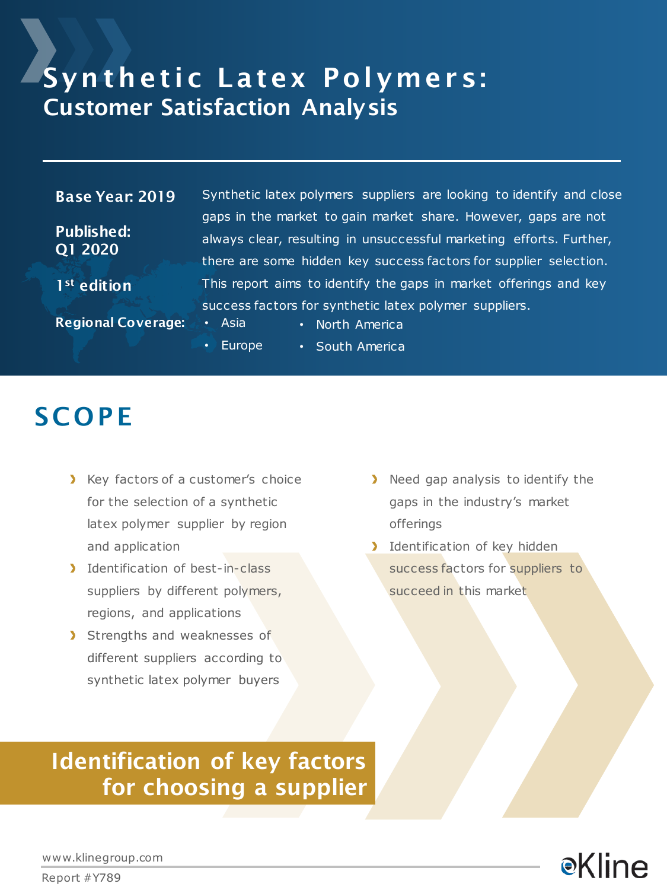# Synthetic Latex Polymers:
## Customer Satisfaction Analysis

**Base Year: 2019**

**Published: Q1 2020**

**1st edition**

**Regional Coverage:**
- Asia
- Europe
- North America
- South America

Synthetic latex polymers suppliers are looking to identify and close gaps in the market to gain market share. However, gaps are not always clear, resulting in unsuccessful marketing efforts. Further, there are some hidden key success factors for supplier selection. This report aims to identify the gaps in market offerings and key success factors for synthetic latex polymer suppliers.

## SCOPE

- Key factors of a customer's choice for the selection of a synthetic latex polymer supplier by region and application
- Identification of best-in-class suppliers by different polymers, regions, and applications
- Strengths and weaknesses of different suppliers according to synthetic latex polymer buyers
- Need gap analysis to identify the gaps in the industry's market offerings
- Identification of key hidden success factors for suppliers to succeed in this market

**Identification of key factors for choosing a supplier**

www.klinegroup.com

Report #Y789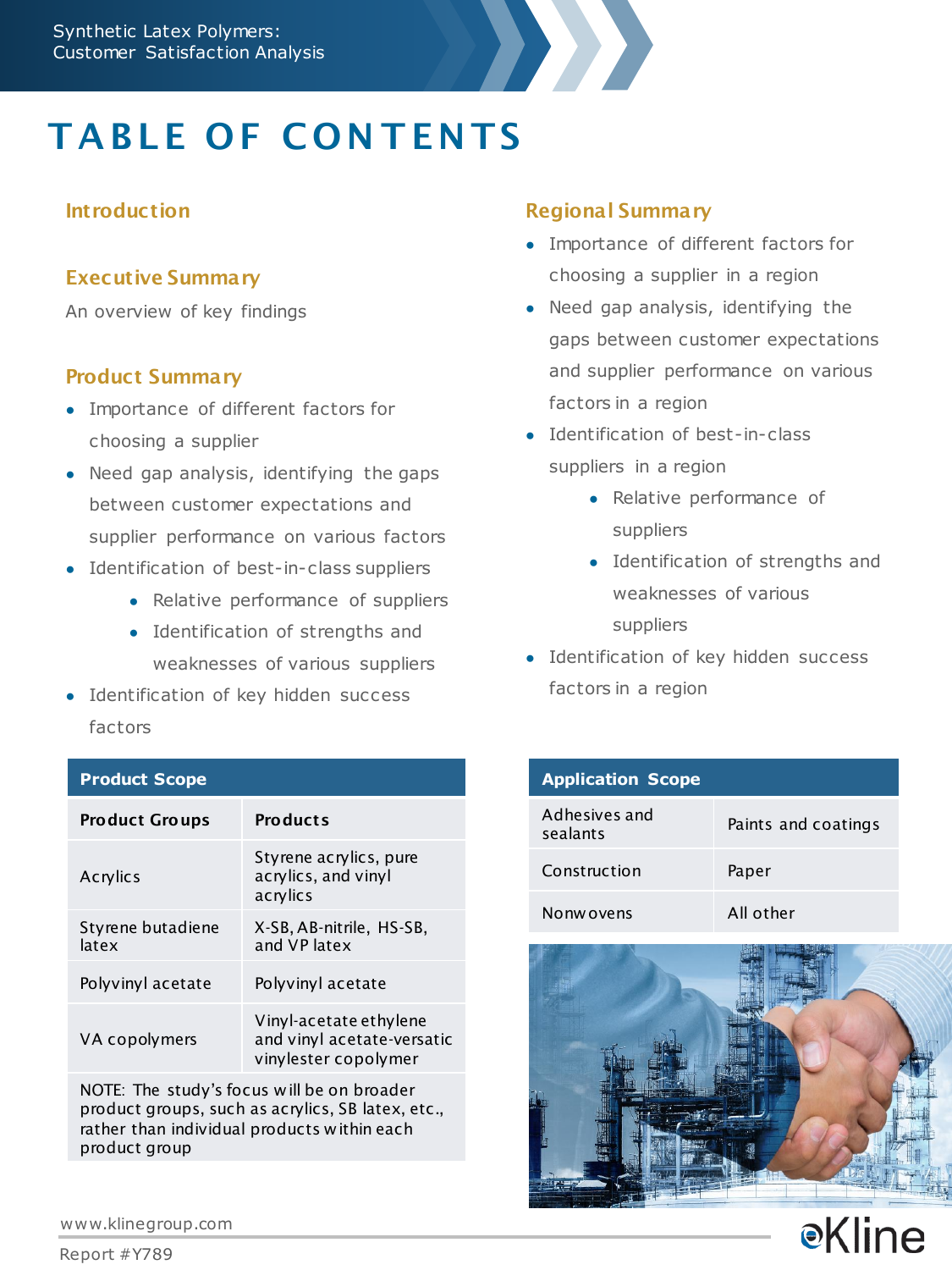# TABLE OF CONTENTS

## Introduction

## Executive Summary

An overview of key findings

## Product Summary

- Importance of different factors for choosing a supplier
- Need gap analysis, identifying the gaps between customer expectations and supplier performance on various factors
- Identification of best-in-class suppliers
  - Relative performance of suppliers
  - Identification of strengths and weaknesses of various suppliers
- Identification of key hidden success factors

## Regional Summary

- Importance of different factors for choosing a supplier in a region
- Need gap analysis, identifying the gaps between customer expectations and supplier performance on various factors in a region
- Identification of best-in-class suppliers in a region
  - Relative performance of suppliers
  - Identification of strengths and weaknesses of various suppliers
- Identification of key hidden success factors in a region

| Product Scope | |
|---|---|
| **Product Groups** | **Products** |
| Acrylics | Styrene acrylics, pure acrylics, and vinyl acrylics |
| Styrene butadiene latex | X-SB, AB-nitrile, HS-SB, and VP latex |
| Polyvinyl acetate | Polyvinyl acetate |
| VA copolymers | Vinyl-acetate ethylene and vinyl acetate-versatic vinylester copolymer |
| NOTE: The study's focus will be on broader product groups, such as acrylics, SB latex, etc., rather than individual products within each product group | |

| Application Scope | |
|---|---|
| Adhesives and sealants | Paints and coatings |
| Construction | Paper |
| Nonwovens | All other |

www.klinegroup.com

Report #Y789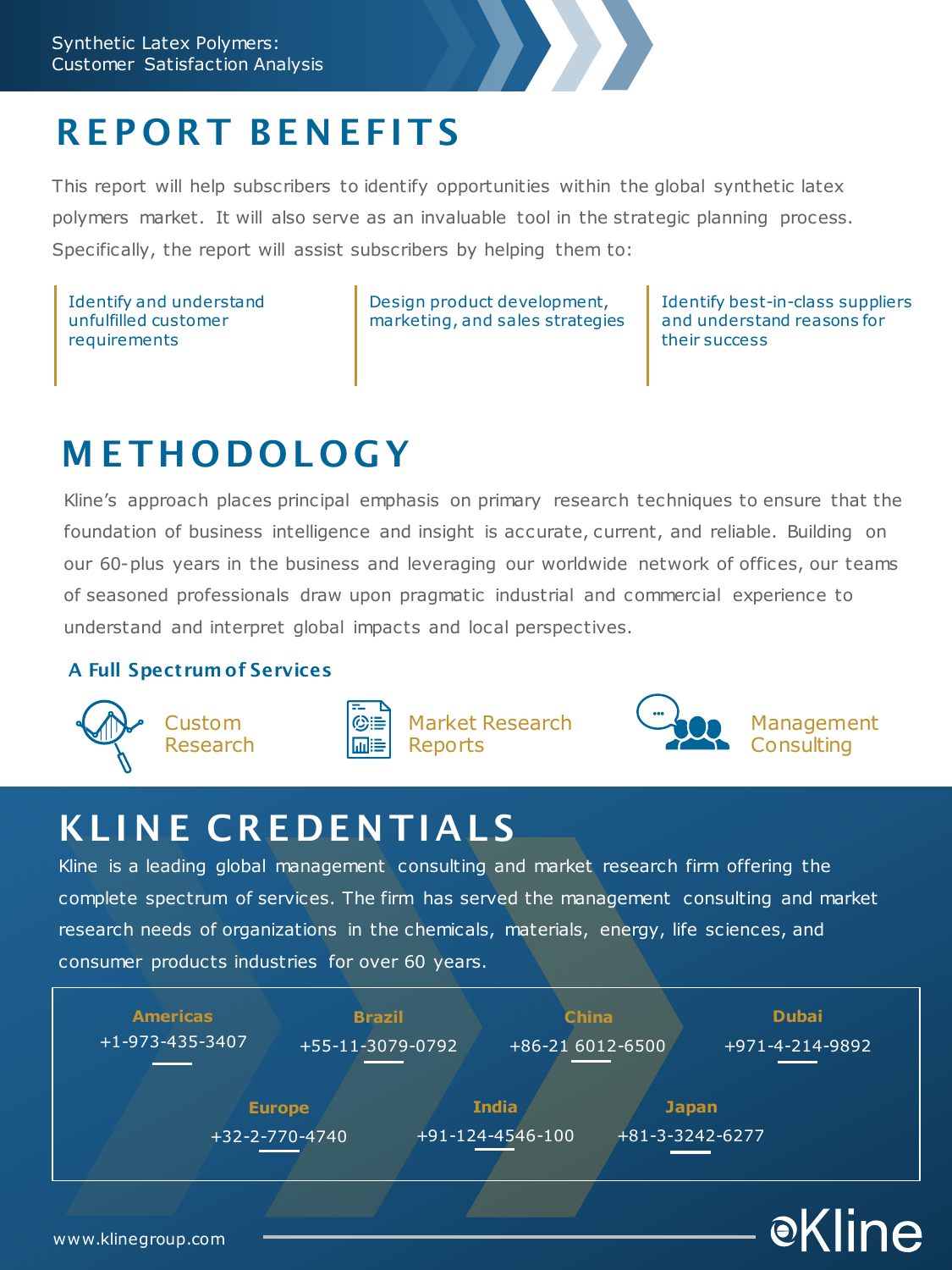# REPORT BENEFITS

This report will help subscribers to identify opportunities within the global synthetic latex polymers market. It will also serve as an invaluable tool in the strategic planning process. Specifically, the report will assist subscribers by helping them to:

- Identify and understand unfulfilled customer requirements
- Design product development, marketing, and sales strategies
- Identify best-in-class suppliers and understand reasons for their success

# METHODOLOGY

Kline's approach places principal emphasis on primary research techniques to ensure that the foundation of business intelligence and insight is accurate, current, and reliable. Building on our 60-plus years in the business and leveraging our worldwide network of offices, our teams of seasoned professionals draw upon pragmatic industrial and commercial experience to understand and interpret global impacts and local perspectives.

### A Full Spectrum of Services

- Custom Research
- Market Research Reports
- Management Consulting

# KLINE CREDENTIALS

Kline is a leading global management consulting and market research firm offering the complete spectrum of services. The firm has served the management consulting and market research needs of organizations in the chemicals, materials, energy, life sciences, and consumer products industries for over 60 years.

**Americas**
+1-973-435-3407

**Brazil**
+55-11-3079-0792

**China**
+86-21 6012-6500

**Dubai**
+971-4-214-9892

**Europe**
+32-2-770-4740

**India**
+91-124-4546-100

**Japan**
+81-3-3242-6277

www.klinegroup.com

Kline